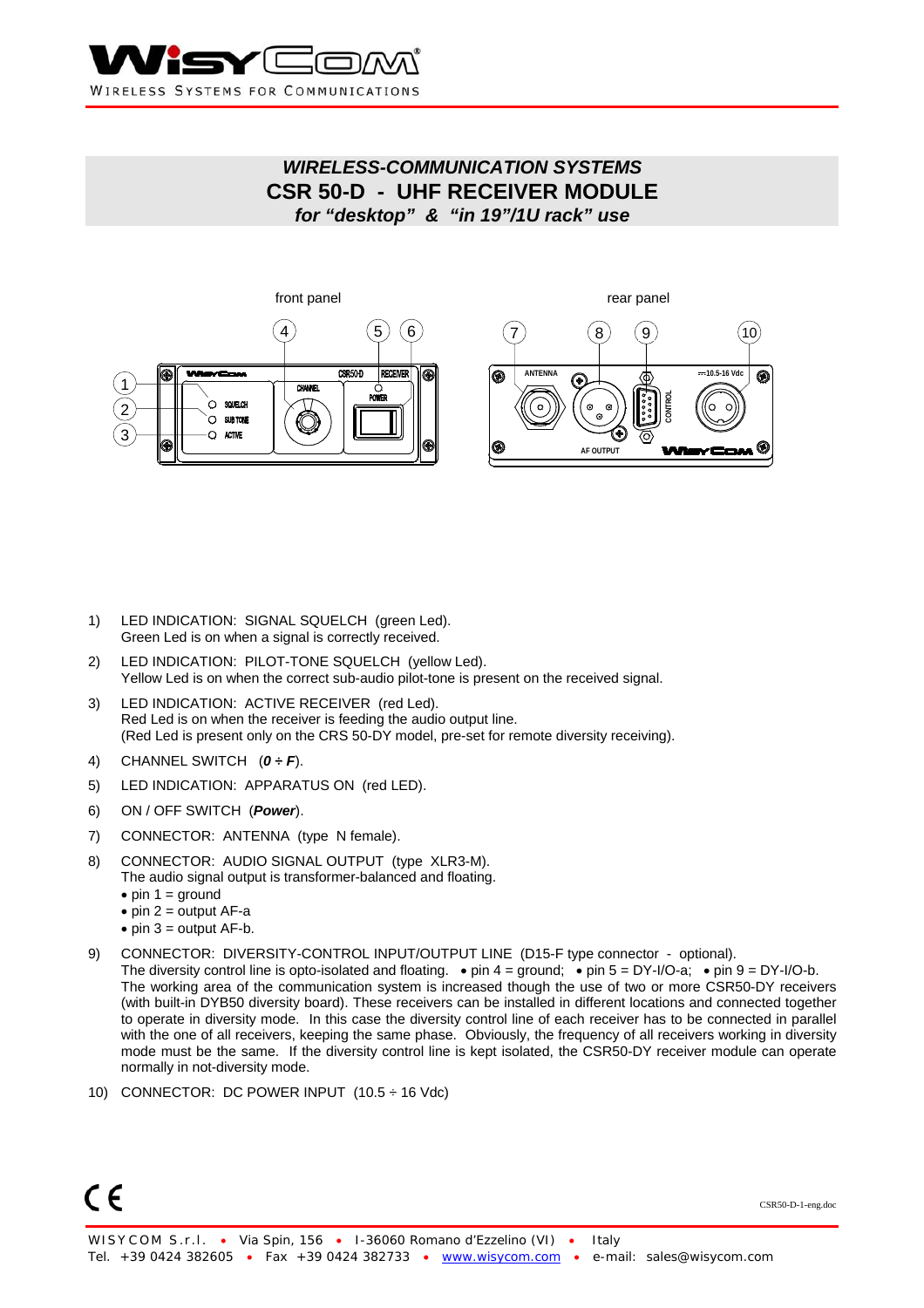# WIRELESS-COMMUNICATION SYSTEMS

# CSR 50-D - UHF RECEIVER MODULE

***for "desktop" & "in 19"/1U rack" use***

front panel

rear panel

1) LED INDICATION: SIGNAL SQUELCH (green Led).
   Green Led is on when a signal is correctly received.

2) LED INDICATION: PILOT-TONE SQUELCH (yellow Led).
   Yellow Led is on when the correct sub-audio pilot-tone is present on the received signal.

3) LED INDICATION: ACTIVE RECEIVER (red Led).
   Red Led is on when the receiver is feeding the audio output line.
   (Red Led is present only on the CRS 50-DY model, pre-set for remote diversity receiving).

4) CHANNEL SWITCH (***0 ÷ F***).

5) LED INDICATION: APPARATUS ON (red LED).

6) ON / OFF SWITCH (***Power***).

7) CONNECTOR: ANTENNA (type N female).

8) CONNECTOR: AUDIO SIGNAL OUTPUT (type XLR3-M).
   The audio signal output is transformer-balanced and floating.
   - pin 1 = ground
   - pin 2 = output AF-a
   - pin 3 = output AF-b.

9) CONNECTOR: DIVERSITY-CONTROL INPUT/OUTPUT LINE (D15-F type connector - optional).
   The diversity control line is opto-isolated and floating. • pin 4 = ground; • pin 5 = DY-I/O-a; • pin 9 = DY-I/O-b.
   The working area of the communication system is increased though the use of two or more CSR50-DY receivers (with built-in DYB50 diversity board). These receivers can be installed in different locations and connected together to operate in diversity mode. In this case the diversity control line of each receiver has to be connected in parallel with the one of all receivers, keeping the same phase. Obviously, the frequency of all receivers working in diversity mode must be the same. If the diversity control line is kept isolated, the CSR50-DY receiver module can operate normally in not-diversity mode.

10) CONNECTOR: DC POWER INPUT (10.5 ÷ 16 Vdc)

CE

CSR50-D-1-eng.doc

WISYCOM S.r.l. • Via Spin, 156 • I-36060 Romano d'Ezzelino (VI) • Italy
Tel. +39 0424 382605 • Fax +39 0424 382733 • www.wisycom.com • e-mail: sales@wisycom.com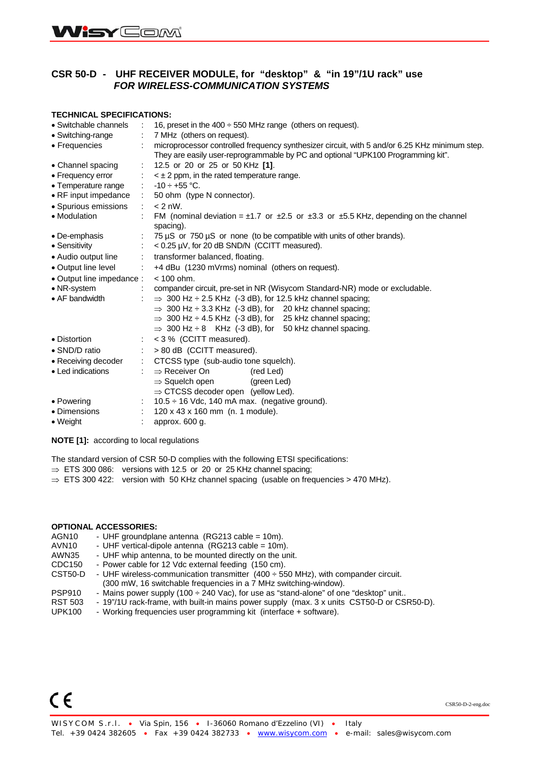## CSR 50-D - UHF RECEIVER MODULE, for "desktop" & "in 19"/1U rack" use
### *FOR WIRELESS-COMMUNICATION SYSTEMS*

**TECHNICAL SPECIFICATIONS:**

| | | |
|---|---|---|
| • Switchable channels | : | 16, preset in the 400 ÷ 550 MHz range (others on request). |
| • Switching-range | : | 7 MHz (others on request). |
| • Frequencies | : | microprocessor controlled frequency synthesizer circuit, with 5 and/or 6.25 KHz minimum step. They are easily user-reprogrammable by PC and optional "UPK100 Programming kit". |
| • Channel spacing | : | 12.5 or 20 or 25 or 50 KHz **[1]**. |
| • Frequency error | : | < ± 2 ppm, in the rated temperature range. |
| • Temperature range | : | -10 ÷ +55 °C. |
| • RF input impedance | : | 50 ohm (type N connector). |
| • Spurious emissions | : | < 2 nW. |
| • Modulation | : | FM (nominal deviation = ±1.7 or ±2.5 or ±3.3 or ±5.5 KHz, depending on the channel spacing). |
| • De-emphasis | : | 75 µS or 750 µS or none (to be compatible with units of other brands). |
| • Sensitivity | : | < 0.25 µV, for 20 dB SND/N (CCITT measured). |
| • Audio output line | : | transformer balanced, floating. |
| • Output line level | : | +4 dBu (1230 mVrms) nominal (others on request). |
| • Output line impedance | : | < 100 ohm. |
| • NR-system | : | compander circuit, pre-set in NR (Wisycom Standard-NR) mode or excludable. |
| • AF bandwidth | : | ⇒ 300 Hz ÷ 2.5 KHz (-3 dB), for 12.5 kHz channel spacing;<br>⇒ 300 Hz ÷ 3.3 KHz (-3 dB), for 20 kHz channel spacing;<br>⇒ 300 Hz ÷ 4.5 KHz (-3 dB), for 25 kHz channel spacing;<br>⇒ 300 Hz ÷ 8 KHz (-3 dB), for 50 kHz channel spacing. |
| • Distortion | : | < 3 % (CCITT measured). |
| • SND/D ratio | : | > 80 dB (CCITT measured). |
| • Receiving decoder | : | CTCSS type (sub-audio tone squelch). |
| • Led indications | : | ⇒ Receiver On (red Led)<br>⇒ Squelch open (green Led)<br>⇒ CTCSS decoder open (yellow Led). |
| • Powering | : | 10.5 ÷ 16 Vdc, 140 mA max. (negative ground). |
| • Dimensions | : | 120 x 43 x 160 mm (n. 1 module). |
| • Weight | : | approx. 600 g. |

**NOTE [1]:** according to local regulations

The standard version of CSR 50-D complies with the following ETSI specifications:

⇒ ETS 300 086: versions with 12.5 or 20 or 25 KHz channel spacing;
⇒ ETS 300 422: version with 50 KHz channel spacing (usable on frequencies > 470 MHz).

**OPTIONAL ACCESSORIES:**

| | |
|---|---|
| AGN10 | - UHF groundplane antenna (RG213 cable = 10m). |
| AVN10 | - UHF vertical-dipole antenna (RG213 cable = 10m). |
| AWN35 | - UHF whip antenna, to be mounted directly on the unit. |
| CDC150 | - Power cable for 12 Vdc external feeding (150 cm). |
| CST50-D | - UHF wireless-communication transmitter (400 ÷ 550 MHz), with compander circuit. (300 mW, 16 switchable frequencies in a 7 MHz switching-window). |
| PSP910 | - Mains power supply (100 ÷ 240 Vac), for use as "stand-alone" of one "desktop" unit.. |
| RST 503 | - 19"/1U rack-frame, with built-in mains power supply (max. 3 x units CST50-D or CSR50-D). |
| UPK100 | - Working frequencies user programming kit (interface + software). |

CE

CSR50-D-2-eng.doc

WISYCOM S.r.l. • Via Spin, 156 • I-36060 Romano d'Ezzelino (VI) • Italy
Tel. +39 0424 382605 • Fax +39 0424 382733 • www.wisycom.com • e-mail: sales@wisycom.com